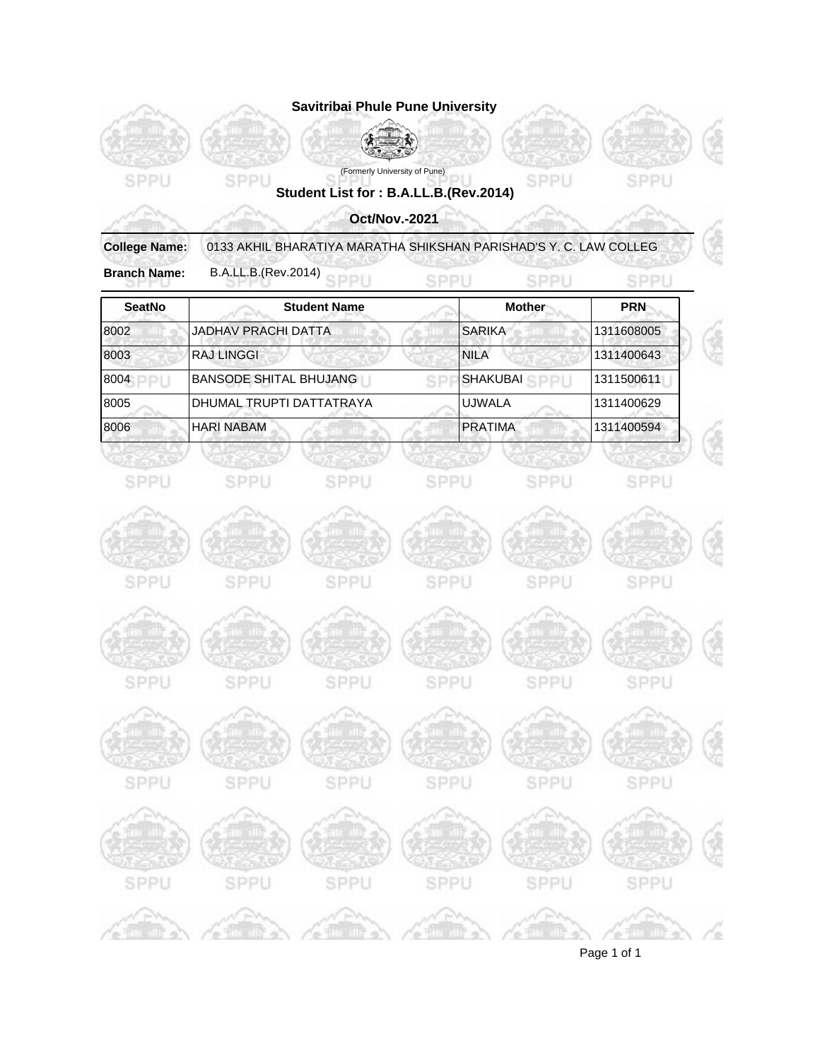# Savitribai Phule Pune University

(Formerly University of Pune)

## Student List for : B.A.LL.B.(Rev.2014)

### Oct/Nov.-2021

**College Name:** 0133 AKHIL BHARATIYA MARATHA SHIKSHAN PARISHAD'S Y. C. LAW COLLEG

**Branch Name:** B.A.LL.B.(Rev.2014)

| SeatNo | Student Name | Mother | PRN |
|---|---|---|---|
| 8002 | JADHAV PRACHI DATTA | SARIKA | 1311608005 |
| 8003 | RAJ LINGGI | NILA | 1311400643 |
| 8004 | BANSODE SHITAL BHUJANG | SHAKUBAI | 1311500611 |
| 8005 | DHUMAL TRUPTI DATTATRAYA | UJWALA | 1311400629 |
| 8006 | HARI NABAM | PRATIMA | 1311400594 |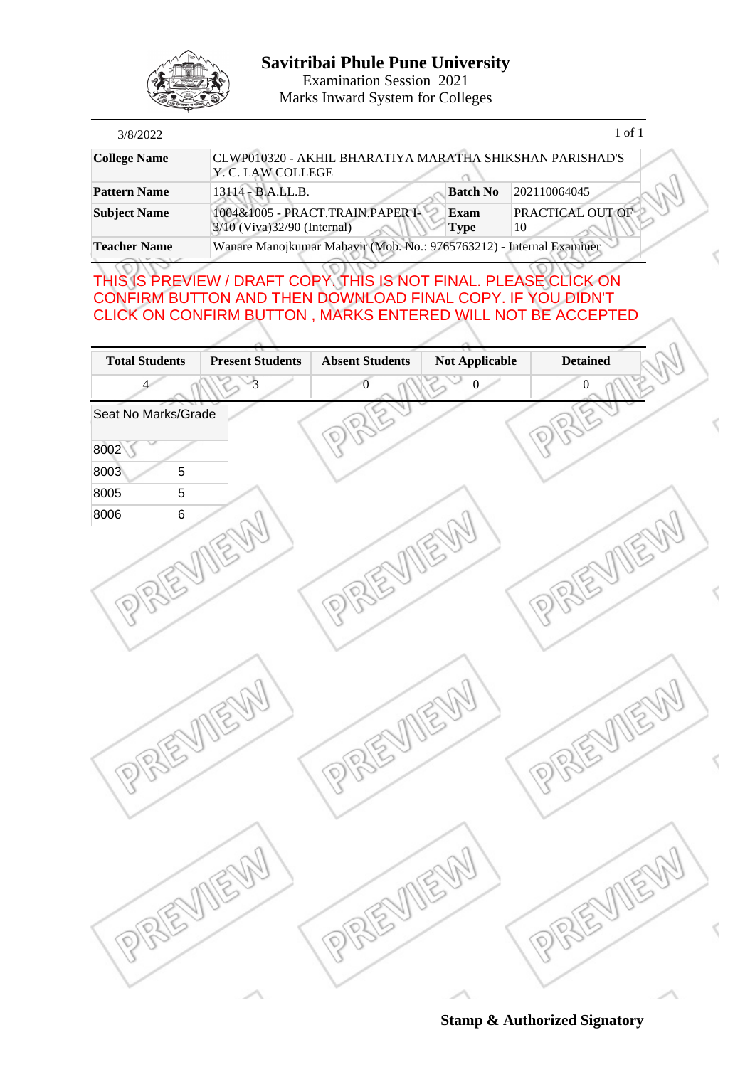# Savitribai Phule Pune University

Examination Session 2021

Marks Inward System for Colleges

3/8/2022

| | | | |
|---|---|---|---|
| **College Name** | CLWP010320 - AKHIL BHARATIYA MARATHA SHIKSHAN PARISHAD'S Y. C. LAW COLLEGE | | |
| **Pattern Name** | 13114 - B.A.LL.B. | **Batch No** | 202110064045 |
| **Subject Name** | 1004&1005 - PRACT.TRAIN.PAPER I-3/10 (Viva)32/90 (Internal) | **Exam Type** | PRACTICAL OUT OF 10 |
| **Teacher Name** | Wanare Manojkumar Mahavir (Mob. No.: 9765763212) - Internal Examiner | | |

THIS IS PREVIEW / DRAFT COPY. THIS IS NOT FINAL. PLEASE CLICK ON CONFIRM BUTTON AND THEN DOWNLOAD FINAL COPY. IF YOU DIDN'T CLICK ON CONFIRM BUTTON , MARKS ENTERED WILL NOT BE ACCEPTED

| Total Students | Present Students | Absent Students | Not Applicable | Detained |
|---|---|---|---|---|
| 4 | 3 | 0 | 0 | 0 |

| Seat No | Marks/Grade |
|---|---|
| 8002 | |
| 8003 | 5 |
| 8005 | 5 |
| 8006 | 6 |

**Stamp & Authorized Signatory**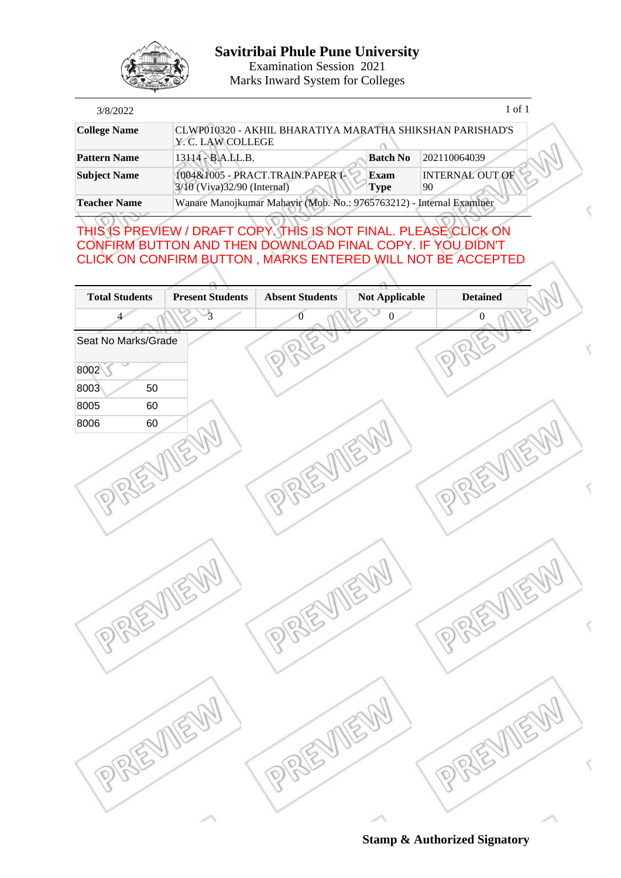# Savitribai Phule Pune University

Examination Session 2021

Marks Inward System for Colleges

3/8/2022

| | | | |
|---|---|---|---|
| **College Name** | CLWP010320 - AKHIL BHARATIYA MARATHA SHIKSHAN PARISHAD'S Y. C. LAW COLLEGE | | |
| **Pattern Name** | 13114 - B.A.LL.B. | **Batch No** | 202110064039 |
| **Subject Name** | 1004&1005 - PRACT.TRAIN.PAPER I-3/10 (Viva)32/90 (Internal) | **Exam Type** | INTERNAL OUT OF 90 |
| **Teacher Name** | Wanare Manojkumar Mahavir (Mob. No.: 9765763212) - Internal Examiner | | |

THIS IS PREVIEW / DRAFT COPY. THIS IS NOT FINAL. PLEASE CLICK ON CONFIRM BUTTON AND THEN DOWNLOAD FINAL COPY. IF YOU DIDN'T CLICK ON CONFIRM BUTTON , MARKS ENTERED WILL NOT BE ACCEPTED

| Total Students | Present Students | Absent Students | Not Applicable | Detained |
|---|---|---|---|---|
| 4 | 3 | 0 | 0 | 0 |

| Seat No | Marks/Grade |
|---|---|
| 8002 | |
| 8003 | 50 |
| 8005 | 60 |
| 8006 | 60 |

**Stamp & Authorized Signatory**